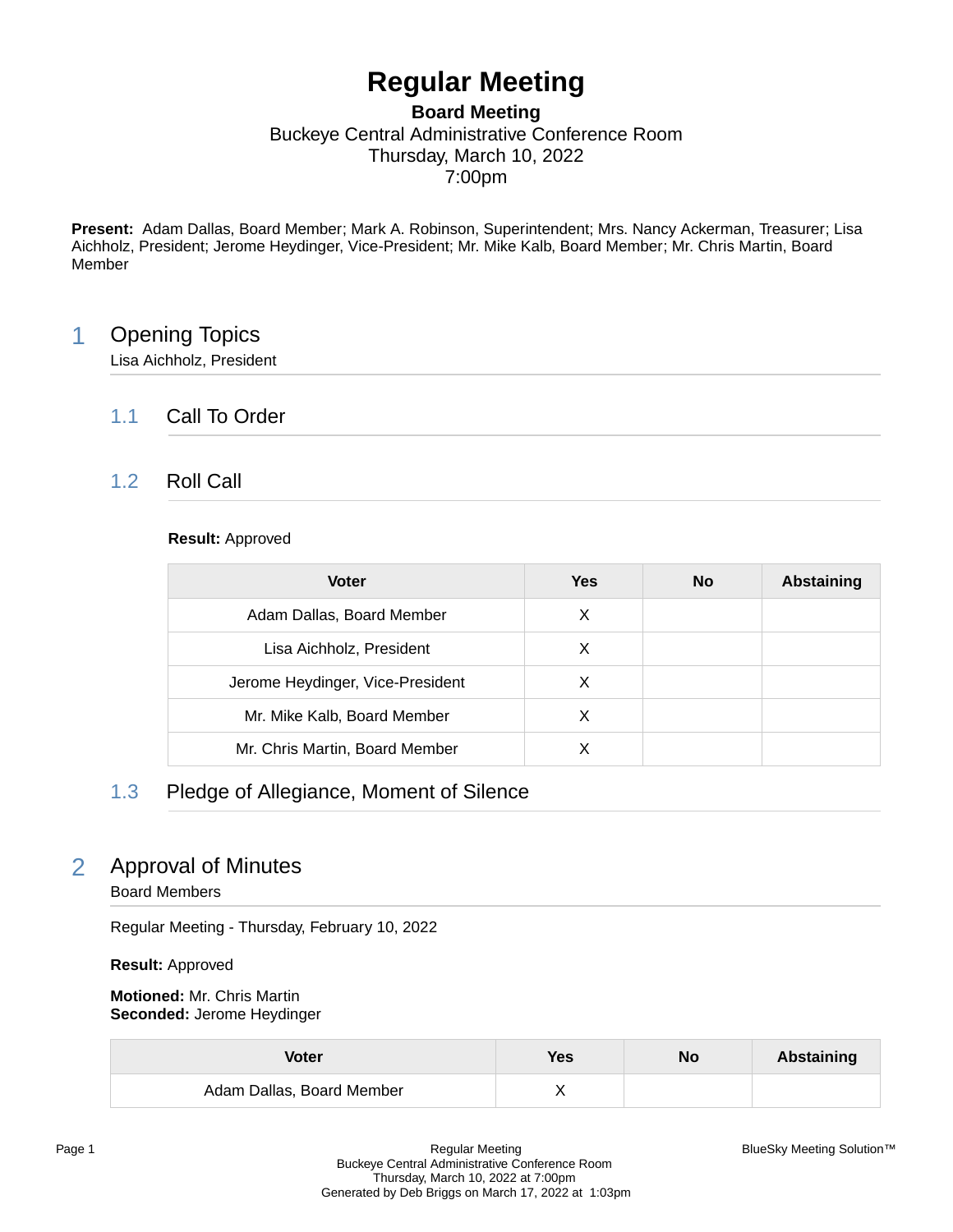# Regular Meeting

**Board Meeting**
Buckeye Central Administrative Conference Room
Thursday, March 10, 2022
7:00pm

**Present:** Adam Dallas, Board Member; Mark A. Robinson, Superintendent; Mrs. Nancy Ackerman, Treasurer; Lisa Aichholz, President; Jerome Heydinger, Vice-President; Mr. Mike Kalb, Board Member; Mr. Chris Martin, Board Member

## 1 Opening Topics

Lisa Aichholz, President

### 1.1 Call To Order

### 1.2 Roll Call

**Result:** Approved

| Voter | Yes | No | Abstaining |
| --- | --- | --- | --- |
| Adam Dallas, Board Member | X | | |
| Lisa Aichholz, President | X | | |
| Jerome Heydinger, Vice-President | X | | |
| Mr. Mike Kalb, Board Member | X | | |
| Mr. Chris Martin, Board Member | X | | |

### 1.3 Pledge of Allegiance, Moment of Silence

## 2 Approval of Minutes

Board Members

Regular Meeting - Thursday, February 10, 2022

**Result:** Approved

**Motioned:** Mr. Chris Martin
**Seconded:** Jerome Heydinger

| Voter | Yes | No | Abstaining |
| --- | --- | --- | --- |
| Adam Dallas, Board Member | X | | |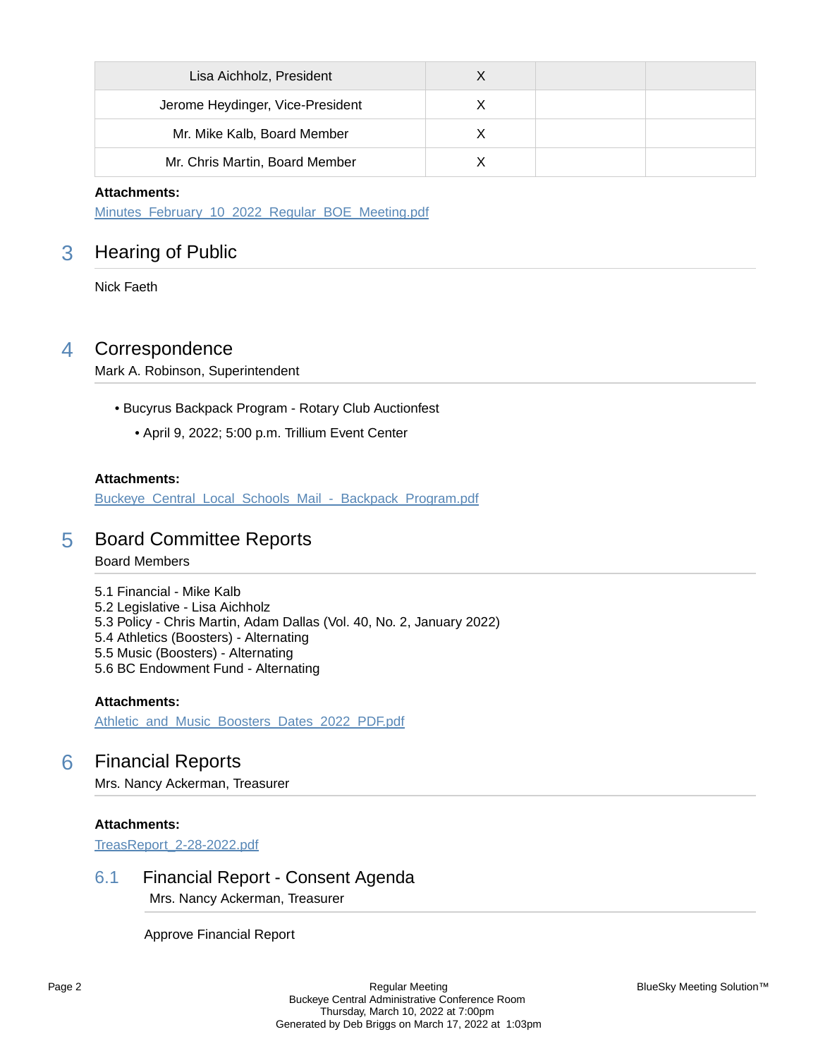| | | | |
|---|---|---|---|
| Lisa Aichholz, President | X | | |
| Jerome Heydinger, Vice-President | X | | |
| Mr. Mike Kalb, Board Member | X | | |
| Mr. Chris Martin, Board Member | X | | |

**Attachments:**

Minutes_February_10_2022_Regular_BOE_Meeting.pdf

# 3 Hearing of Public

Nick Faeth

# 4 Correspondence

Mark A. Robinson, Superintendent

- Bucyrus Backpack Program - Rotary Club Auctionfest
  - April 9, 2022; 5:00 p.m. Trillium Event Center

**Attachments:**

Buckeye_Central_Local_Schools_Mail_-_Backpack_Program.pdf

# 5 Board Committee Reports

Board Members

5.1 Financial - Mike Kalb
5.2 Legislative - Lisa Aichholz
5.3 Policy - Chris Martin, Adam Dallas (Vol. 40, No. 2, January 2022)
5.4 Athletics (Boosters) - Alternating
5.5 Music (Boosters) - Alternating
5.6 BC Endowment Fund - Alternating

**Attachments:**

Athletic_and_Music_Boosters_Dates_2022_PDF.pdf

# 6 Financial Reports

Mrs. Nancy Ackerman, Treasurer

**Attachments:**

TreasReport_2-28-2022.pdf

## 6.1 Financial Report - Consent Agenda

Mrs. Nancy Ackerman, Treasurer

Approve Financial Report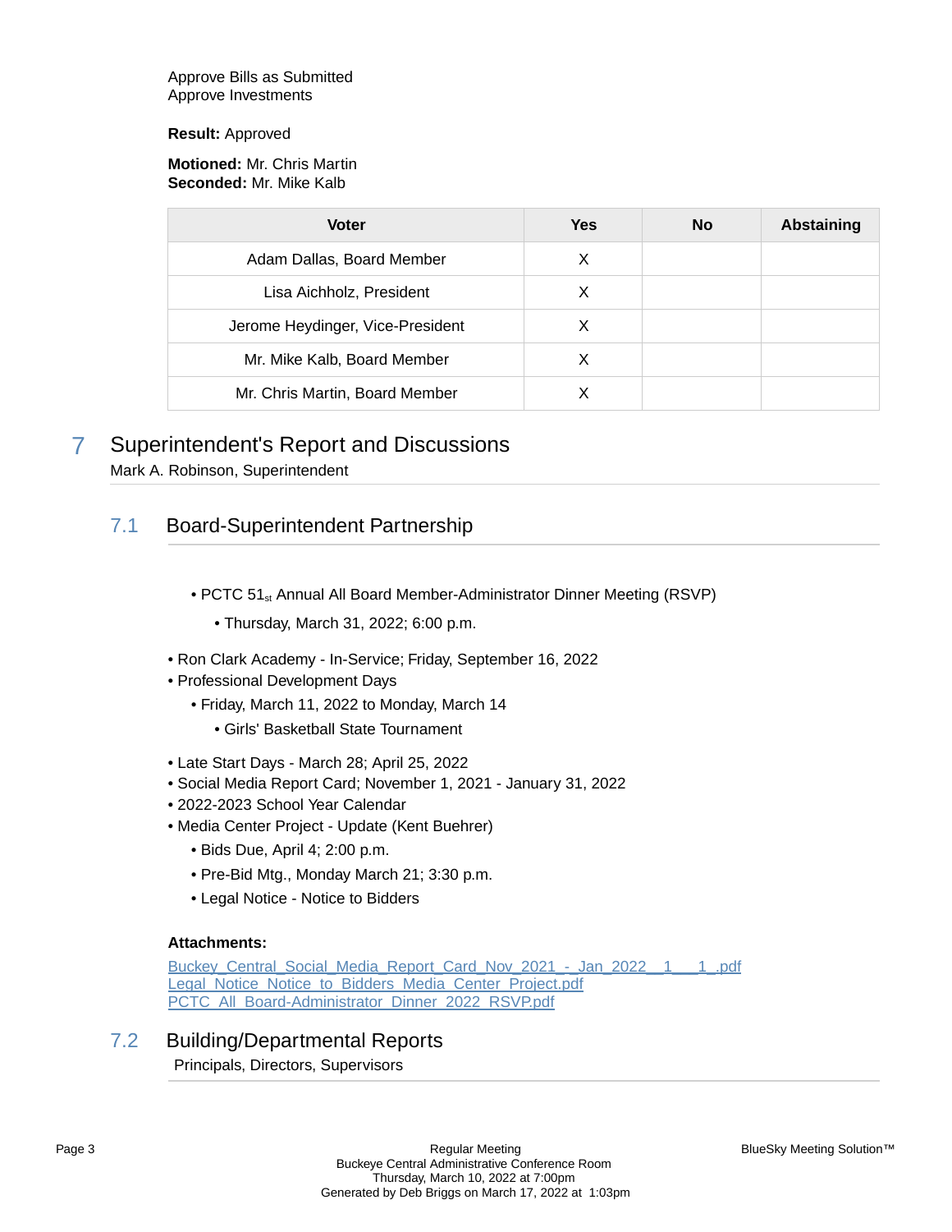Approve Bills as Submitted
Approve Investments

**Result:** Approved

**Motioned:** Mr. Chris Martin
**Seconded:** Mr. Mike Kalb

| Voter | Yes | No | Abstaining |
|---|---|---|---|
| Adam Dallas, Board Member | X | | |
| Lisa Aichholz, President | X | | |
| Jerome Heydinger, Vice-President | X | | |
| Mr. Mike Kalb, Board Member | X | | |
| Mr. Chris Martin, Board Member | X | | |

# 7 Superintendent's Report and Discussions

Mark A. Robinson, Superintendent

## 7.1 Board-Superintendent Partnership

- PCTC 51st Annual All Board Member-Administrator Dinner Meeting (RSVP)
  - Thursday, March 31, 2022; 6:00 p.m.
- Ron Clark Academy - In-Service; Friday, September 16, 2022
- Professional Development Days
  - Friday, March 11, 2022 to Monday, March 14
    - Girls' Basketball State Tournament
- Late Start Days - March 28; April 25, 2022
- Social Media Report Card; November 1, 2021 - January 31, 2022
- 2022-2023 School Year Calendar
- Media Center Project - Update (Kent Buehrer)
  - Bids Due, April 4; 2:00 p.m.
  - Pre-Bid Mtg., Monday March 21; 3:30 p.m.
  - Legal Notice - Notice to Bidders

**Attachments:**

Buckey_Central_Social_Media_Report_Card_Nov_2021_-_Jan_2022__1___1_.pdf
Legal_Notice_Notice_to_Bidders_Media_Center_Project.pdf
PCTC_All_Board-Administrator_Dinner_2022_RSVP.pdf

## 7.2 Building/Departmental Reports

Principals, Directors, Supervisors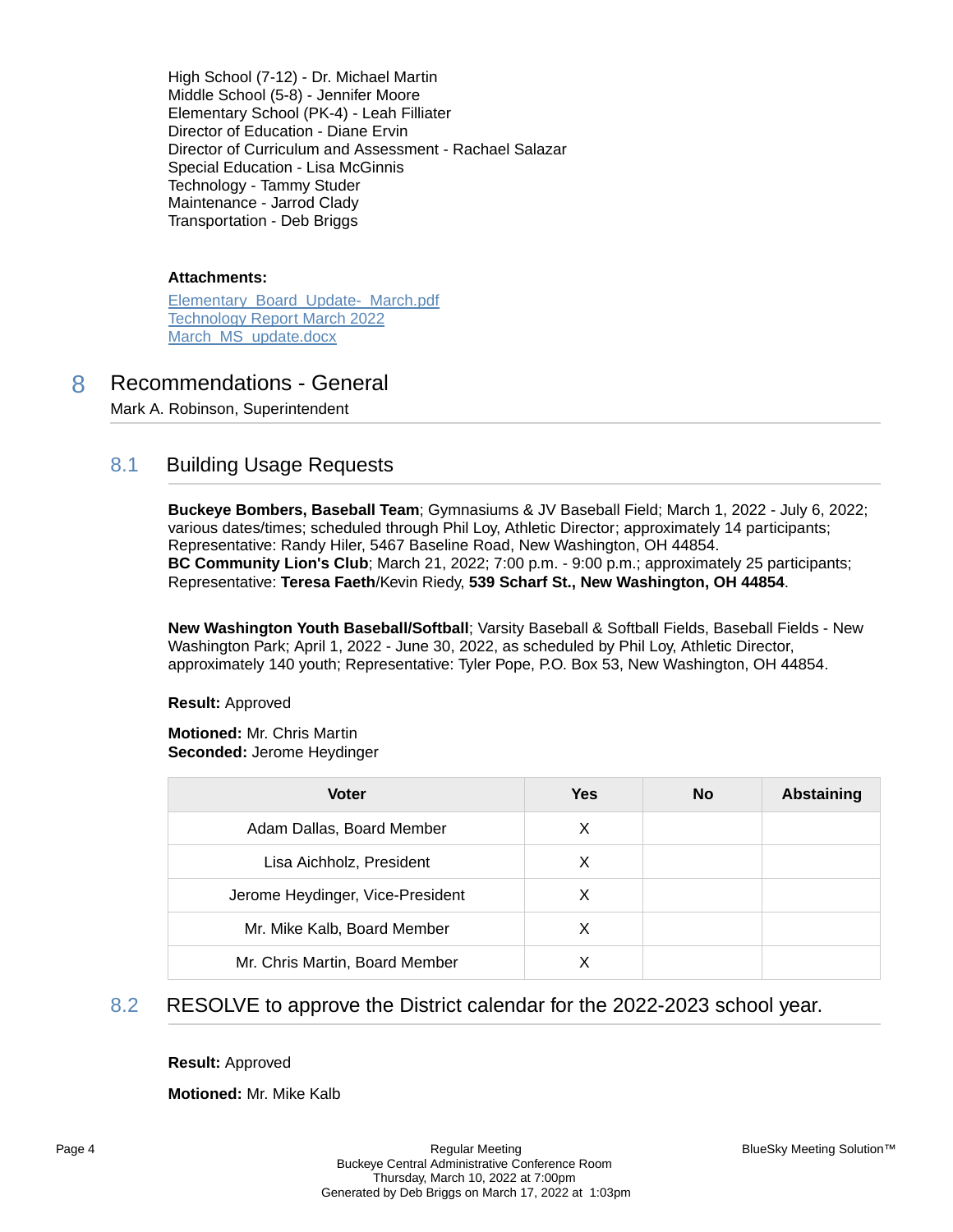High School (7-12) - Dr. Michael Martin
Middle School (5-8) - Jennifer Moore
Elementary School (PK-4) - Leah Filliater
Director of Education - Diane Ervin
Director of Curriculum and Assessment - Rachael Salazar
Special Education - Lisa McGinnis
Technology - Tammy Studer
Maintenance - Jarrod Clady
Transportation - Deb Briggs

**Attachments:**

Elementary_Board_Update-_March.pdf
Technology Report March 2022
March_MS_update.docx

# 8 Recommendations - General

Mark A. Robinson, Superintendent

## 8.1 Building Usage Requests

**Buckeye Bombers, Baseball Team**; Gymnasiums & JV Baseball Field; March 1, 2022 - July 6, 2022; various dates/times; scheduled through Phil Loy, Athletic Director; approximately 14 participants; Representative: Randy Hiler, 5467 Baseline Road, New Washington, OH 44854.
**BC Community Lion's Club**; March 21, 2022; 7:00 p.m. - 9:00 p.m.; approximately 25 participants; Representative: **Teresa Faeth**/Kevin Riedy, **539 Scharf St., New Washington, OH 44854**.

**New Washington Youth Baseball/Softball**; Varsity Baseball & Softball Fields, Baseball Fields - New Washington Park; April 1, 2022 - June 30, 2022, as scheduled by Phil Loy, Athletic Director, approximately 140 youth; Representative: Tyler Pope, P.O. Box 53, New Washington, OH 44854.

**Result:** Approved

**Motioned:** Mr. Chris Martin
**Seconded:** Jerome Heydinger

| Voter | Yes | No | Abstaining |
|---|---|---|---|
| Adam Dallas, Board Member | X | | |
| Lisa Aichholz, President | X | | |
| Jerome Heydinger, Vice-President | X | | |
| Mr. Mike Kalb, Board Member | X | | |
| Mr. Chris Martin, Board Member | X | | |

## 8.2 RESOLVE to approve the District calendar for the 2022-2023 school year.

**Result:** Approved

**Motioned:** Mr. Mike Kalb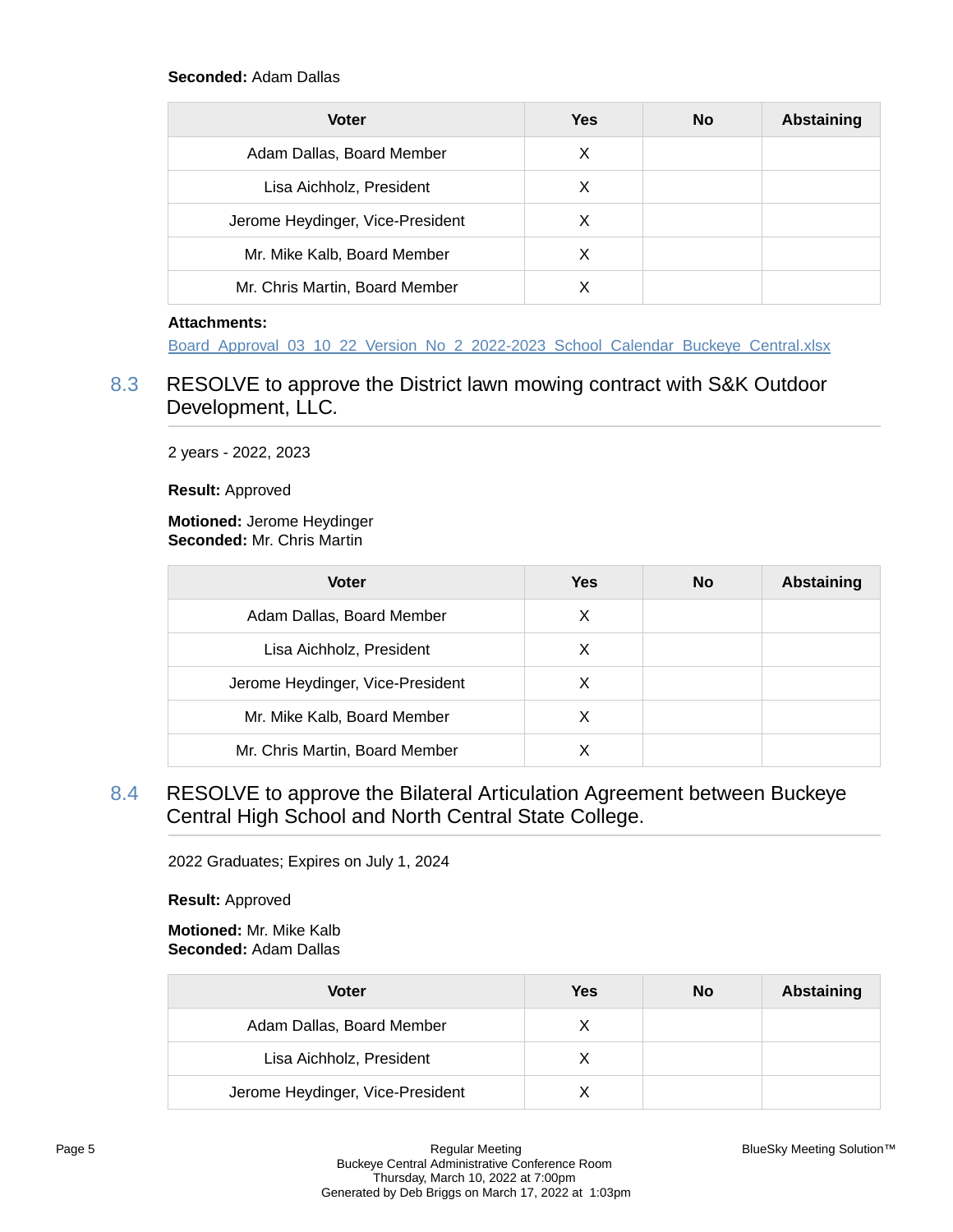**Seconded:** Adam Dallas

| Voter | Yes | No | Abstaining |
|---|---|---|---|
| Adam Dallas, Board Member | X | | |
| Lisa Aichholz, President | X | | |
| Jerome Heydinger, Vice-President | X | | |
| Mr. Mike Kalb, Board Member | X | | |
| Mr. Chris Martin, Board Member | X | | |

**Attachments:**

Board_Approval_03_10_22_Version_No_2_2022-2023_School_Calendar_Buckeye_Central.xlsx

## 8.3 RESOLVE to approve the District lawn mowing contract with S&K Outdoor Development, LLC.

2 years - 2022, 2023

**Result:** Approved

**Motioned:** Jerome Heydinger
**Seconded:** Mr. Chris Martin

| Voter | Yes | No | Abstaining |
|---|---|---|---|
| Adam Dallas, Board Member | X | | |
| Lisa Aichholz, President | X | | |
| Jerome Heydinger, Vice-President | X | | |
| Mr. Mike Kalb, Board Member | X | | |
| Mr. Chris Martin, Board Member | X | | |

## 8.4 RESOLVE to approve the Bilateral Articulation Agreement between Buckeye Central High School and North Central State College.

2022 Graduates; Expires on July 1, 2024

**Result:** Approved

**Motioned:** Mr. Mike Kalb
**Seconded:** Adam Dallas

| Voter | Yes | No | Abstaining |
|---|---|---|---|
| Adam Dallas, Board Member | X | | |
| Lisa Aichholz, President | X | | |
| Jerome Heydinger, Vice-President | X | | |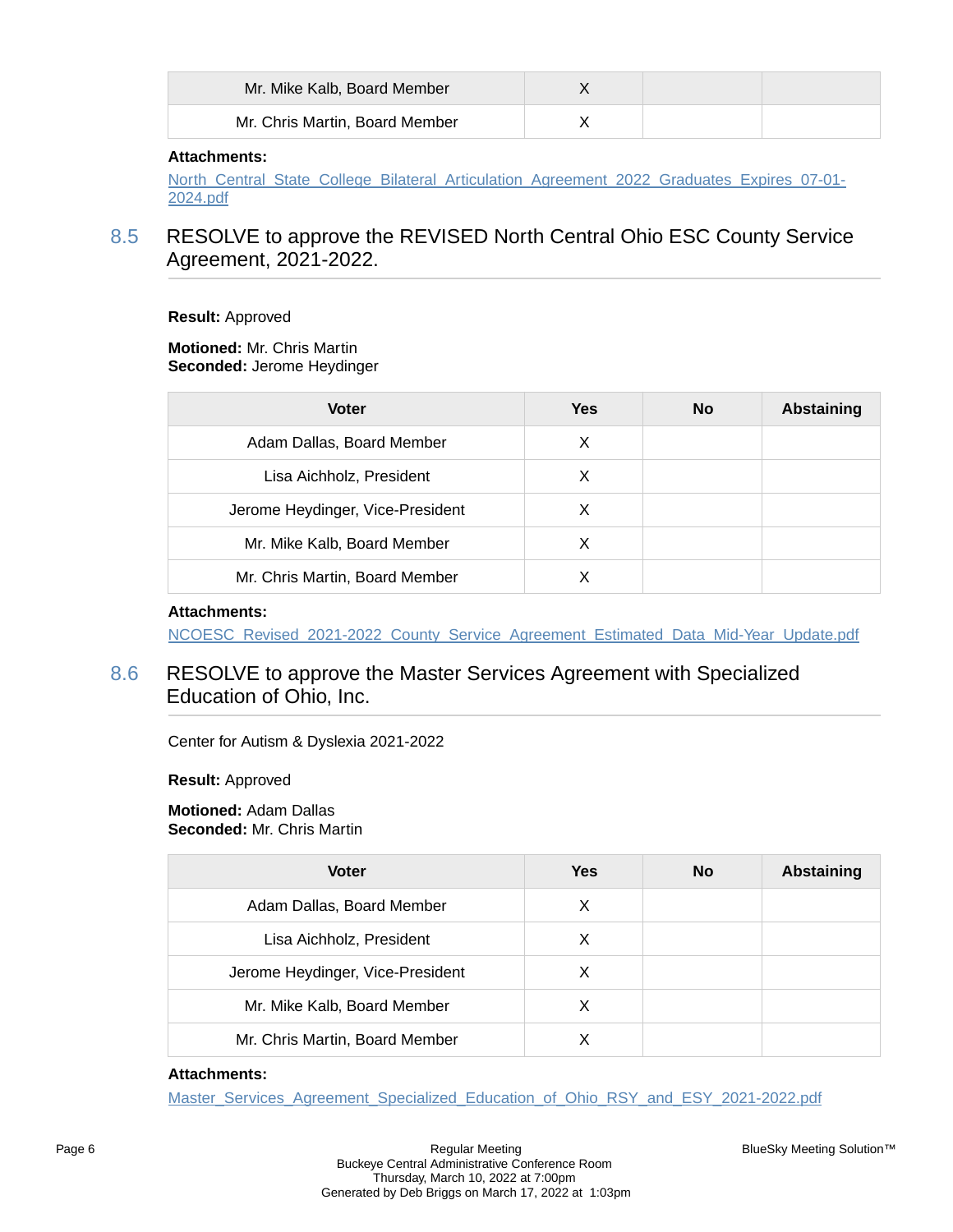| | | | |
|---|---|---|---|
| Mr. Mike Kalb, Board Member | X | | |
| Mr. Chris Martin, Board Member | X | | |

**Attachments:**

North_Central_State_College_Bilateral_Articulation_Agreement_2022_Graduates_Expires_07-01-2024.pdf

## 8.5 RESOLVE to approve the REVISED North Central Ohio ESC County Service Agreement, 2021-2022.

**Result:** Approved

**Motioned:** Mr. Chris Martin
**Seconded:** Jerome Heydinger

| Voter | Yes | No | Abstaining |
|---|---|---|---|
| Adam Dallas, Board Member | X | | |
| Lisa Aichholz, President | X | | |
| Jerome Heydinger, Vice-President | X | | |
| Mr. Mike Kalb, Board Member | X | | |
| Mr. Chris Martin, Board Member | X | | |

**Attachments:**

NCOESC_Revised_2021-2022_County_Service_Agreement_Estimated_Data_Mid-Year_Update.pdf

## 8.6 RESOLVE to approve the Master Services Agreement with Specialized Education of Ohio, Inc.

Center for Autism & Dyslexia 2021-2022

**Result:** Approved

**Motioned:** Adam Dallas
**Seconded:** Mr. Chris Martin

| Voter | Yes | No | Abstaining |
|---|---|---|---|
| Adam Dallas, Board Member | X | | |
| Lisa Aichholz, President | X | | |
| Jerome Heydinger, Vice-President | X | | |
| Mr. Mike Kalb, Board Member | X | | |
| Mr. Chris Martin, Board Member | X | | |

**Attachments:**

Master_Services_Agreement_Specialized_Education_of_Ohio_RSY_and_ESY_2021-2022.pdf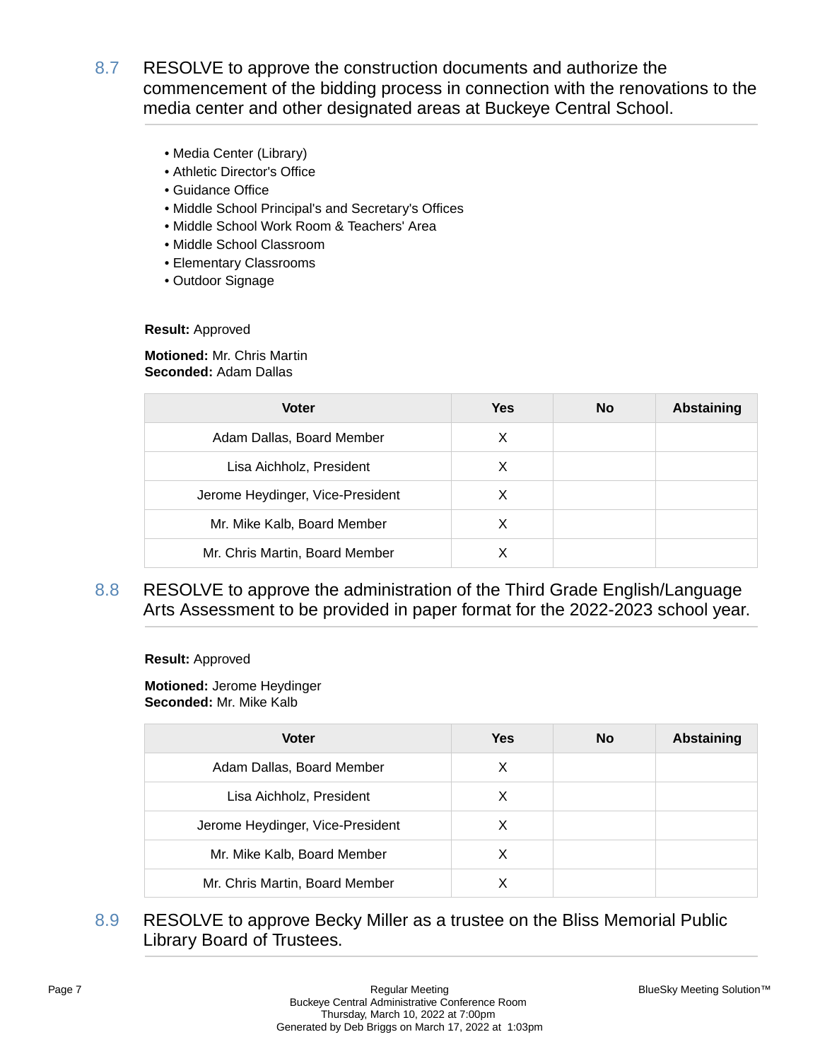### 8.7 RESOLVE to approve the construction documents and authorize the commencement of the bidding process in connection with the renovations to the media center and other designated areas at Buckeye Central School.

- Media Center (Library)
- Athletic Director's Office
- Guidance Office
- Middle School Principal's and Secretary's Offices
- Middle School Work Room & Teachers' Area
- Middle School Classroom
- Elementary Classrooms
- Outdoor Signage

**Result:** Approved

**Motioned:** Mr. Chris Martin
**Seconded:** Adam Dallas

| Voter | Yes | No | Abstaining |
|---|---|---|---|
| Adam Dallas, Board Member | X | | |
| Lisa Aichholz, President | X | | |
| Jerome Heydinger, Vice-President | X | | |
| Mr. Mike Kalb, Board Member | X | | |
| Mr. Chris Martin, Board Member | X | | |

### 8.8 RESOLVE to approve the administration of the Third Grade English/Language Arts Assessment to be provided in paper format for the 2022-2023 school year.

**Result:** Approved

**Motioned:** Jerome Heydinger
**Seconded:** Mr. Mike Kalb

| Voter | Yes | No | Abstaining |
|---|---|---|---|
| Adam Dallas, Board Member | X | | |
| Lisa Aichholz, President | X | | |
| Jerome Heydinger, Vice-President | X | | |
| Mr. Mike Kalb, Board Member | X | | |
| Mr. Chris Martin, Board Member | X | | |

### 8.9 RESOLVE to approve Becky Miller as a trustee on the Bliss Memorial Public Library Board of Trustees.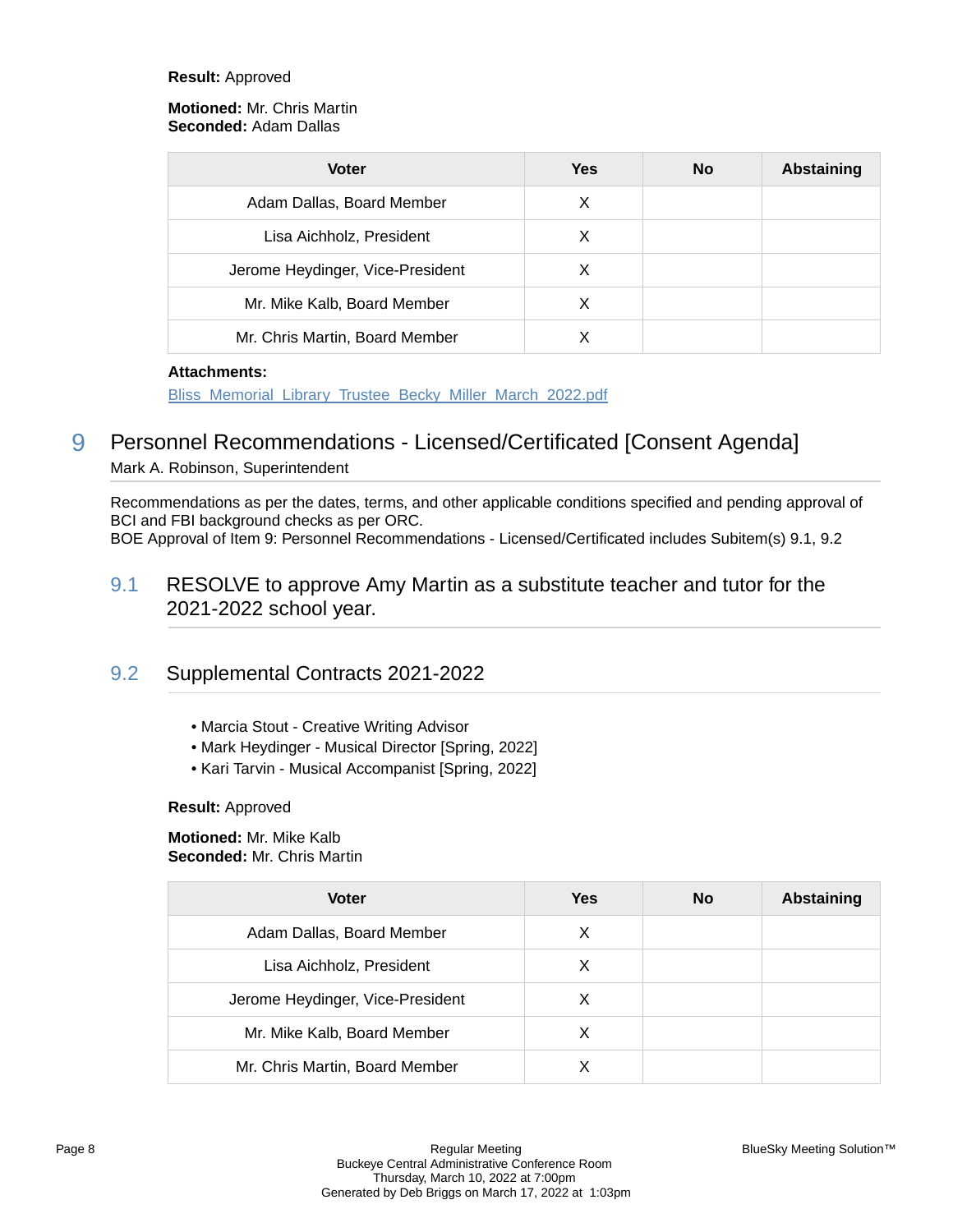**Result:** Approved

**Motioned:** Mr. Chris Martin
**Seconded:** Adam Dallas

| Voter | Yes | No | Abstaining |
| --- | --- | --- | --- |
| Adam Dallas, Board Member | X | | |
| Lisa Aichholz, President | X | | |
| Jerome Heydinger, Vice-President | X | | |
| Mr. Mike Kalb, Board Member | X | | |
| Mr. Chris Martin, Board Member | X | | |

**Attachments:**
Bliss_Memorial_Library_Trustee_Becky_Miller_March_2022.pdf

# 9 Personnel Recommendations - Licensed/Certificated [Consent Agenda]

Mark A. Robinson, Superintendent

Recommendations as per the dates, terms, and other applicable conditions specified and pending approval of BCI and FBI background checks as per ORC.
BOE Approval of Item 9: Personnel Recommendations - Licensed/Certificated includes Subitem(s) 9.1, 9.2

## 9.1 RESOLVE to approve Amy Martin as a substitute teacher and tutor for the 2021-2022 school year.

## 9.2 Supplemental Contracts 2021-2022

- Marcia Stout - Creative Writing Advisor
- Mark Heydinger - Musical Director [Spring, 2022]
- Kari Tarvin - Musical Accompanist [Spring, 2022]

**Result:** Approved

**Motioned:** Mr. Mike Kalb
**Seconded:** Mr. Chris Martin

| Voter | Yes | No | Abstaining |
| --- | --- | --- | --- |
| Adam Dallas, Board Member | X | | |
| Lisa Aichholz, President | X | | |
| Jerome Heydinger, Vice-President | X | | |
| Mr. Mike Kalb, Board Member | X | | |
| Mr. Chris Martin, Board Member | X | | |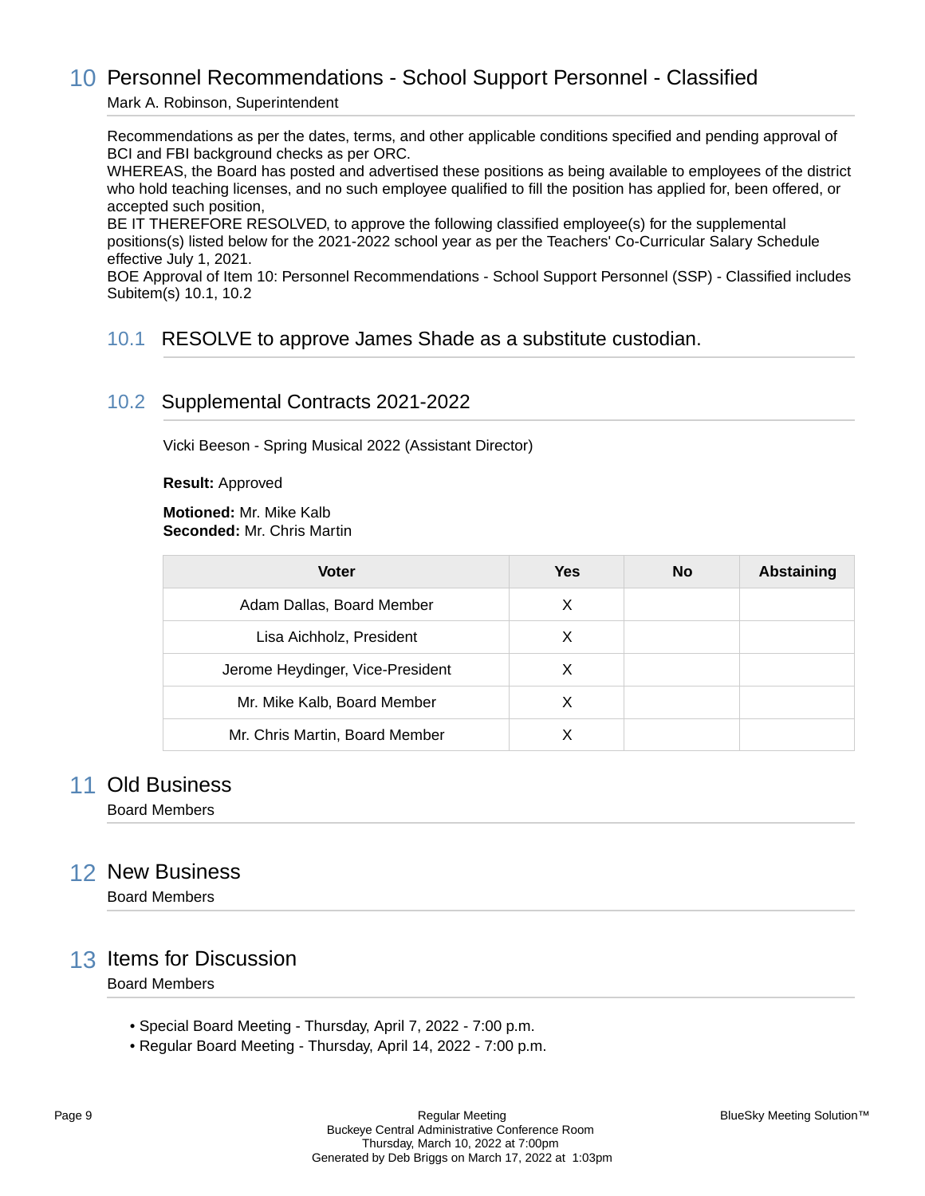# 10 Personnel Recommendations - School Support Personnel - Classified

Mark A. Robinson, Superintendent

Recommendations as per the dates, terms, and other applicable conditions specified and pending approval of BCI and FBI background checks as per ORC.
WHEREAS, the Board has posted and advertised these positions as being available to employees of the district who hold teaching licenses, and no such employee qualified to fill the position has applied for, been offered, or accepted such position,
BE IT THEREFORE RESOLVED, to approve the following classified employee(s) for the supplemental positions(s) listed below for the 2021-2022 school year as per the Teachers' Co-Curricular Salary Schedule effective July 1, 2021.
BOE Approval of Item 10: Personnel Recommendations - School Support Personnel (SSP) - Classified includes Subitem(s) 10.1, 10.2

## 10.1 RESOLVE to approve James Shade as a substitute custodian.

## 10.2 Supplemental Contracts 2021-2022

Vicki Beeson - Spring Musical 2022 (Assistant Director)

**Result:** Approved

**Motioned:** Mr. Mike Kalb
**Seconded:** Mr. Chris Martin

| Voter | Yes | No | Abstaining |
|---|---|---|---|
| Adam Dallas, Board Member | X | | |
| Lisa Aichholz, President | X | | |
| Jerome Heydinger, Vice-President | X | | |
| Mr. Mike Kalb, Board Member | X | | |
| Mr. Chris Martin, Board Member | X | | |

# 11 Old Business

Board Members

# 12 New Business

Board Members

# 13 Items for Discussion

Board Members

- Special Board Meeting - Thursday, April 7, 2022 - 7:00 p.m.
- Regular Board Meeting - Thursday, April 14, 2022 - 7:00 p.m.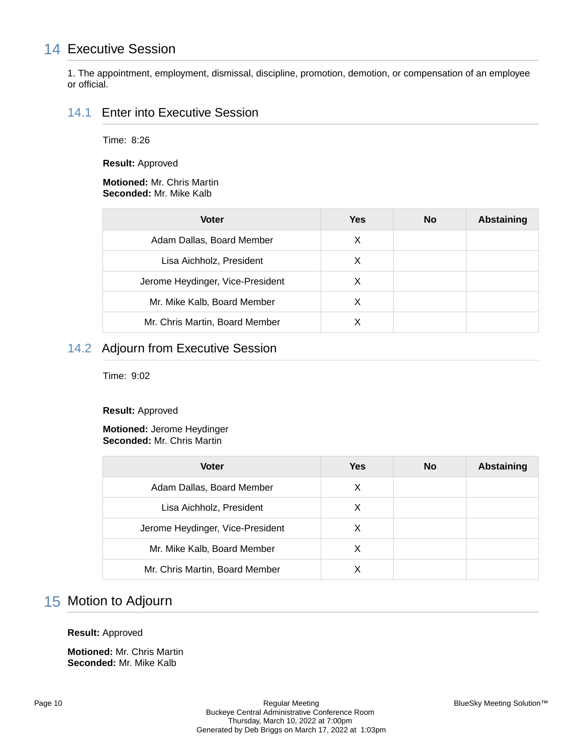# 14 Executive Session

1. The appointment, employment, dismissal, discipline, promotion, demotion, or compensation of an employee or official.

## 14.1 Enter into Executive Session

Time: 8:26

**Result:** Approved

**Motioned:** Mr. Chris Martin
**Seconded:** Mr. Mike Kalb

| Voter | Yes | No | Abstaining |
|---|---|---|---|
| Adam Dallas, Board Member | X | | |
| Lisa Aichholz, President | X | | |
| Jerome Heydinger, Vice-President | X | | |
| Mr. Mike Kalb, Board Member | X | | |
| Mr. Chris Martin, Board Member | X | | |

## 14.2 Adjourn from Executive Session

Time: 9:02

**Result:** Approved

**Motioned:** Jerome Heydinger
**Seconded:** Mr. Chris Martin

| Voter | Yes | No | Abstaining |
|---|---|---|---|
| Adam Dallas, Board Member | X | | |
| Lisa Aichholz, President | X | | |
| Jerome Heydinger, Vice-President | X | | |
| Mr. Mike Kalb, Board Member | X | | |
| Mr. Chris Martin, Board Member | X | | |

# 15 Motion to Adjourn

**Result:** Approved

**Motioned:** Mr. Chris Martin
**Seconded:** Mr. Mike Kalb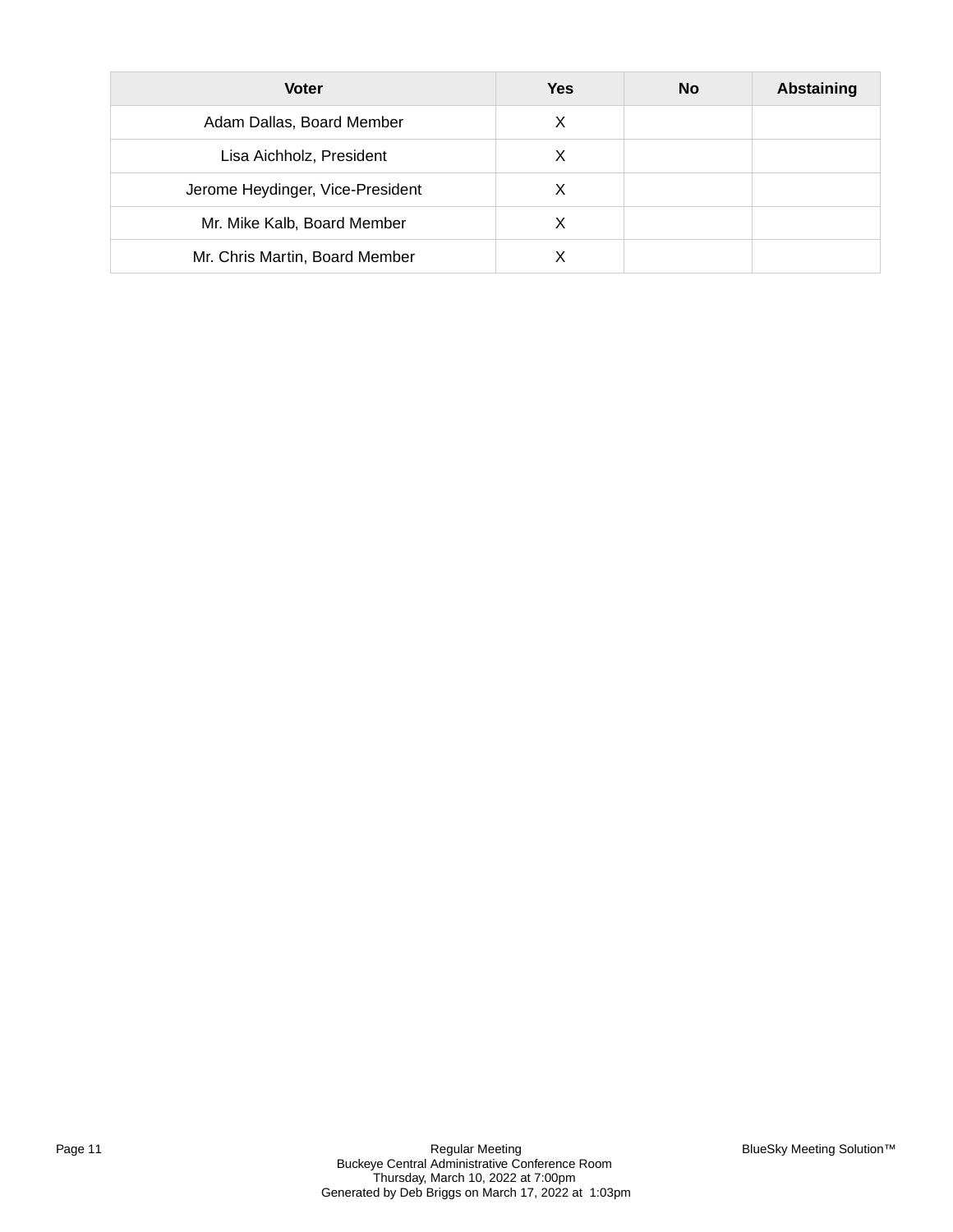| Voter | Yes | No | Abstaining |
| --- | --- | --- | --- |
| Adam Dallas, Board Member | X | | |
| Lisa Aichholz, President | X | | |
| Jerome Heydinger, Vice-President | X | | |
| Mr. Mike Kalb, Board Member | X | | |
| Mr. Chris Martin, Board Member | X | | |